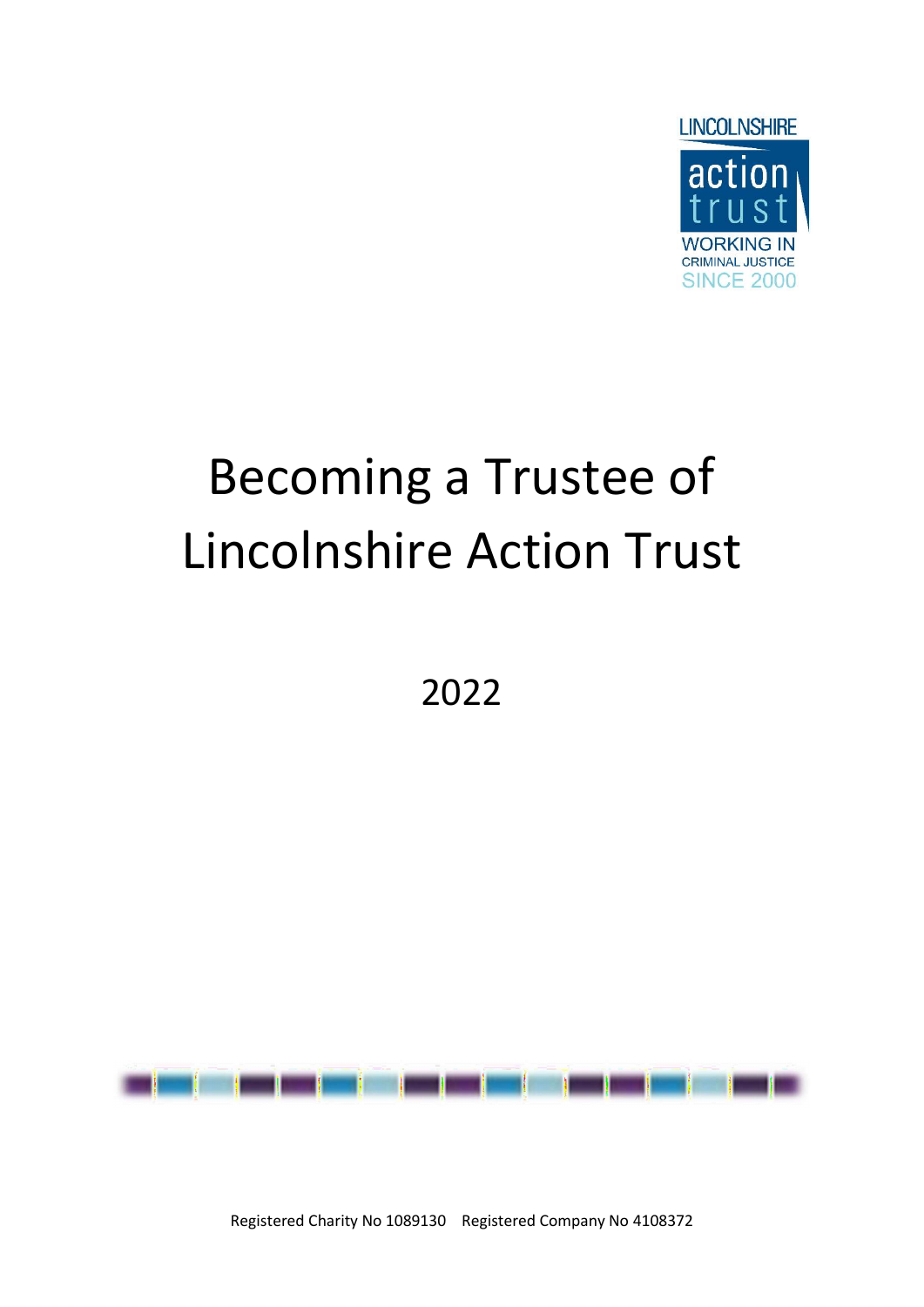LINCOLNSHIRE

action trust

WORKING IN CRIMINAL JUSTICE SINCE 2000

# Becoming a Trustee of Lincolnshire Action Trust

2022

Registered Charity No 1089130    Registered Company No 4108372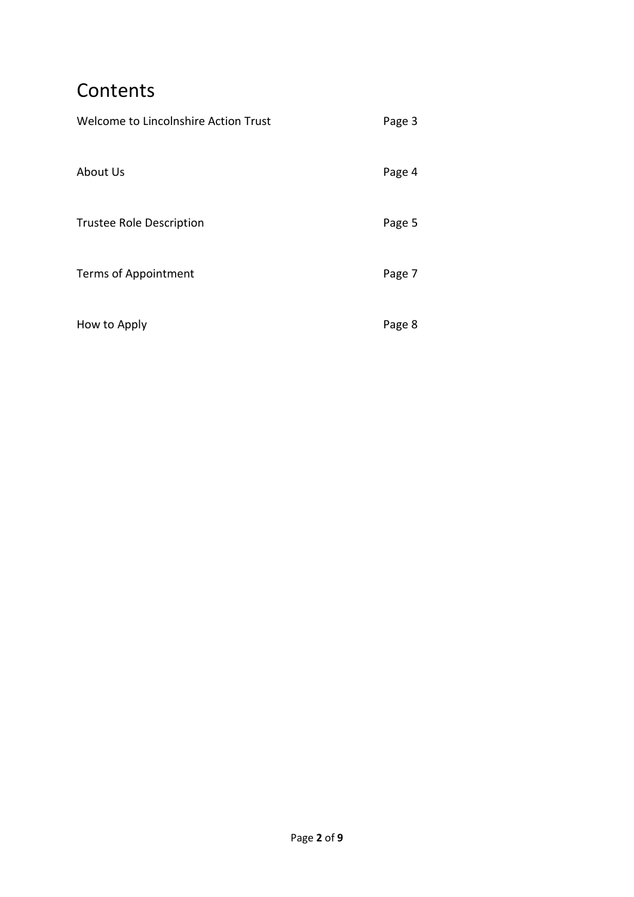# Contents

| | |
|---|---|
| Welcome to Lincolnshire Action Trust | Page 3 |
| About Us | Page 4 |
| Trustee Role Description | Page 5 |
| Terms of Appointment | Page 7 |
| How to Apply | Page 8 |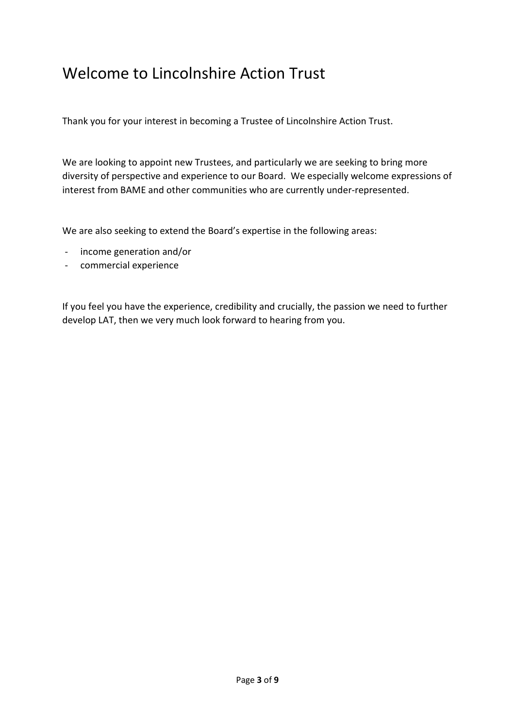# Welcome to Lincolnshire Action Trust

Thank you for your interest in becoming a Trustee of Lincolnshire Action Trust.

We are looking to appoint new Trustees, and particularly we are seeking to bring more diversity of perspective and experience to our Board. We especially welcome expressions of interest from BAME and other communities who are currently under-represented.

We are also seeking to extend the Board's expertise in the following areas:

- income generation and/or
- commercial experience

If you feel you have the experience, credibility and crucially, the passion we need to further develop LAT, then we very much look forward to hearing from you.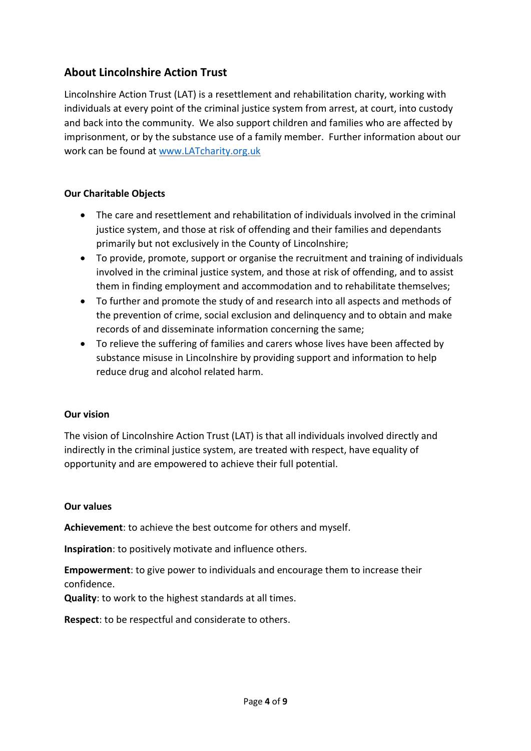## About Lincolnshire Action Trust

Lincolnshire Action Trust (LAT) is a resettlement and rehabilitation charity, working with individuals at every point of the criminal justice system from arrest, at court, into custody and back into the community. We also support children and families who are affected by imprisonment, or by the substance use of a family member. Further information about our work can be found at [www.LATcharity.org.uk](http://www.LATcharity.org.uk)

**Our Charitable Objects**

- The care and resettlement and rehabilitation of individuals involved in the criminal justice system, and those at risk of offending and their families and dependants primarily but not exclusively in the County of Lincolnshire;
- To provide, promote, support or organise the recruitment and training of individuals involved in the criminal justice system, and those at risk of offending, and to assist them in finding employment and accommodation and to rehabilitate themselves;
- To further and promote the study of and research into all aspects and methods of the prevention of crime, social exclusion and delinquency and to obtain and make records of and disseminate information concerning the same;
- To relieve the suffering of families and carers whose lives have been affected by substance misuse in Lincolnshire by providing support and information to help reduce drug and alcohol related harm.

**Our vision**

The vision of Lincolnshire Action Trust (LAT) is that all individuals involved directly and indirectly in the criminal justice system, are treated with respect, have equality of opportunity and are empowered to achieve their full potential.

**Our values**

**Achievement**: to achieve the best outcome for others and myself.

**Inspiration**: to positively motivate and influence others.

**Empowerment**: to give power to individuals and encourage them to increase their confidence.

**Quality**: to work to the highest standards at all times.

**Respect**: to be respectful and considerate to others.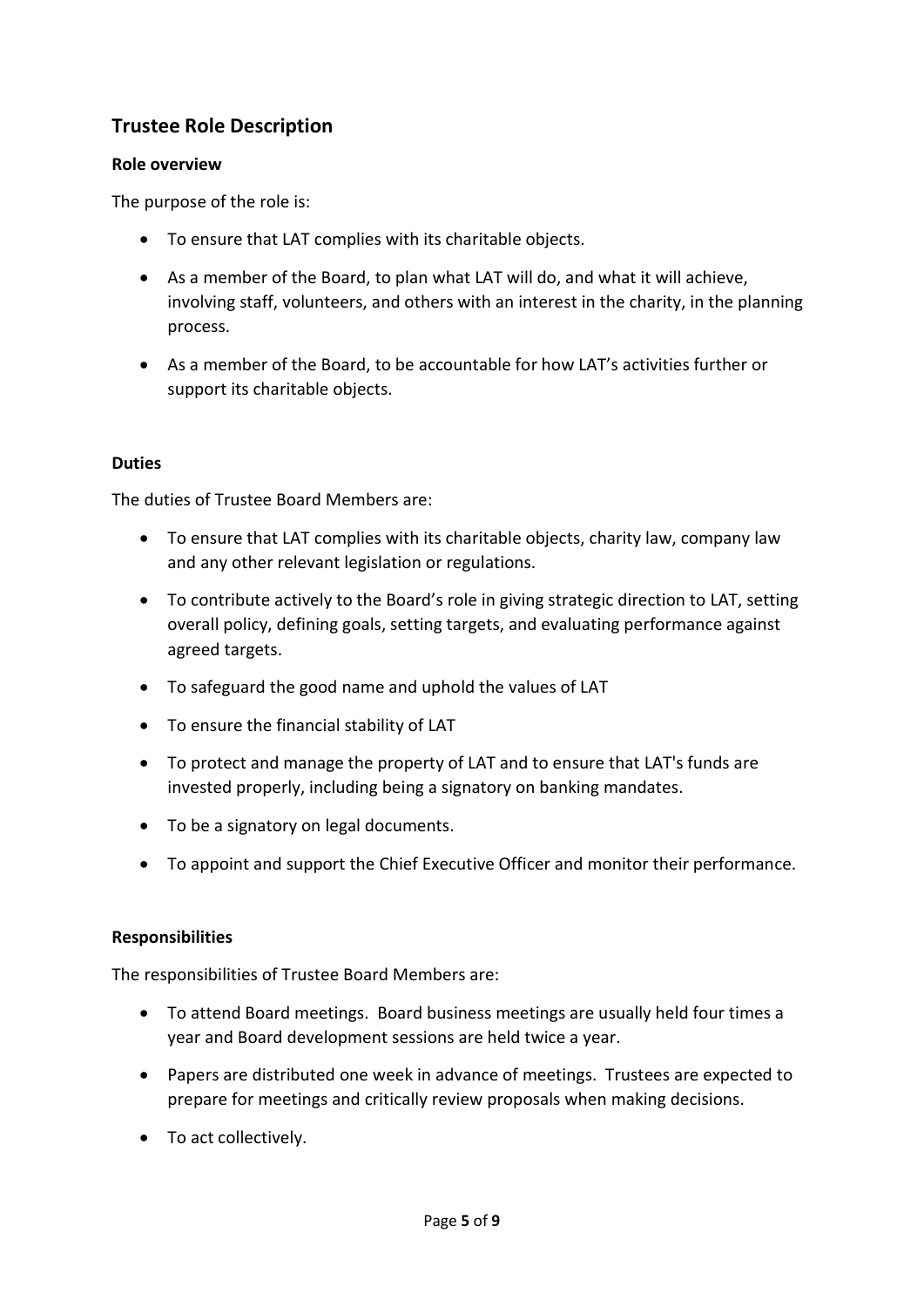## Trustee Role Description

### Role overview

The purpose of the role is:

- To ensure that LAT complies with its charitable objects.
- As a member of the Board, to plan what LAT will do, and what it will achieve, involving staff, volunteers, and others with an interest in the charity, in the planning process.
- As a member of the Board, to be accountable for how LAT's activities further or support its charitable objects.

### Duties

The duties of Trustee Board Members are:

- To ensure that LAT complies with its charitable objects, charity law, company law and any other relevant legislation or regulations.
- To contribute actively to the Board's role in giving strategic direction to LAT, setting overall policy, defining goals, setting targets, and evaluating performance against agreed targets.
- To safeguard the good name and uphold the values of LAT
- To ensure the financial stability of LAT
- To protect and manage the property of LAT and to ensure that LAT's funds are invested properly, including being a signatory on banking mandates.
- To be a signatory on legal documents.
- To appoint and support the Chief Executive Officer and monitor their performance.

### Responsibilities

The responsibilities of Trustee Board Members are:

- To attend Board meetings. Board business meetings are usually held four times a year and Board development sessions are held twice a year.
- Papers are distributed one week in advance of meetings. Trustees are expected to prepare for meetings and critically review proposals when making decisions.
- To act collectively.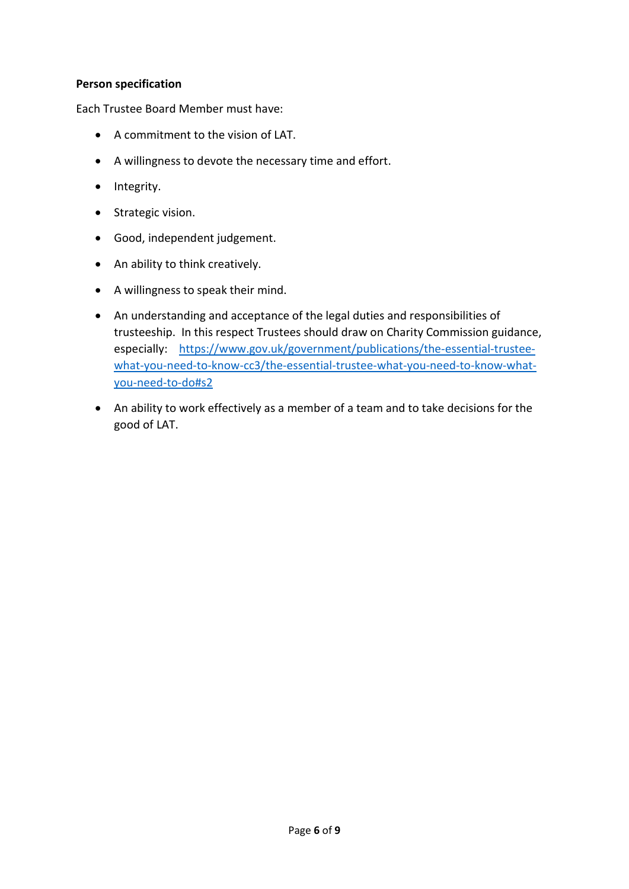**Person specification**

Each Trustee Board Member must have:

- A commitment to the vision of LAT.
- A willingness to devote the necessary time and effort.
- Integrity.
- Strategic vision.
- Good, independent judgement.
- An ability to think creatively.
- A willingness to speak their mind.
- An understanding and acceptance of the legal duties and responsibilities of trusteeship. In this respect Trustees should draw on Charity Commission guidance, especially: [https://www.gov.uk/government/publications/the-essential-trustee-what-you-need-to-know-cc3/the-essential-trustee-what-you-need-to-know-what-you-need-to-do#s2](https://www.gov.uk/government/publications/the-essential-trustee-what-you-need-to-know-cc3/the-essential-trustee-what-you-need-to-know-what-you-need-to-do#s2)
- An ability to work effectively as a member of a team and to take decisions for the good of LAT.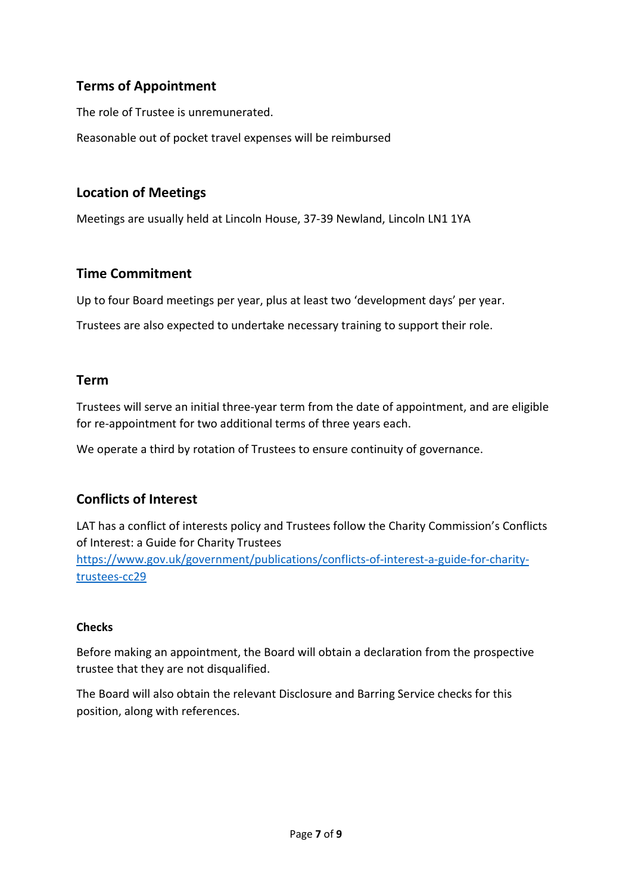## Terms of Appointment

The role of Trustee is unremunerated.

Reasonable out of pocket travel expenses will be reimbursed

## Location of Meetings

Meetings are usually held at Lincoln House, 37-39 Newland, Lincoln LN1 1YA

## Time Commitment

Up to four Board meetings per year, plus at least two 'development days' per year.

Trustees are also expected to undertake necessary training to support their role.

## Term

Trustees will serve an initial three-year term from the date of appointment, and are eligible for re-appointment for two additional terms of three years each.

We operate a third by rotation of Trustees to ensure continuity of governance.

## Conflicts of Interest

LAT has a conflict of interests policy and Trustees follow the Charity Commission's Conflicts of Interest: a Guide for Charity Trustees
[https://www.gov.uk/government/publications/conflicts-of-interest-a-guide-for-charity-trustees-cc29](https://www.gov.uk/government/publications/conflicts-of-interest-a-guide-for-charity-trustees-cc29)

### Checks

Before making an appointment, the Board will obtain a declaration from the prospective trustee that they are not disqualified.

The Board will also obtain the relevant Disclosure and Barring Service checks for this position, along with references.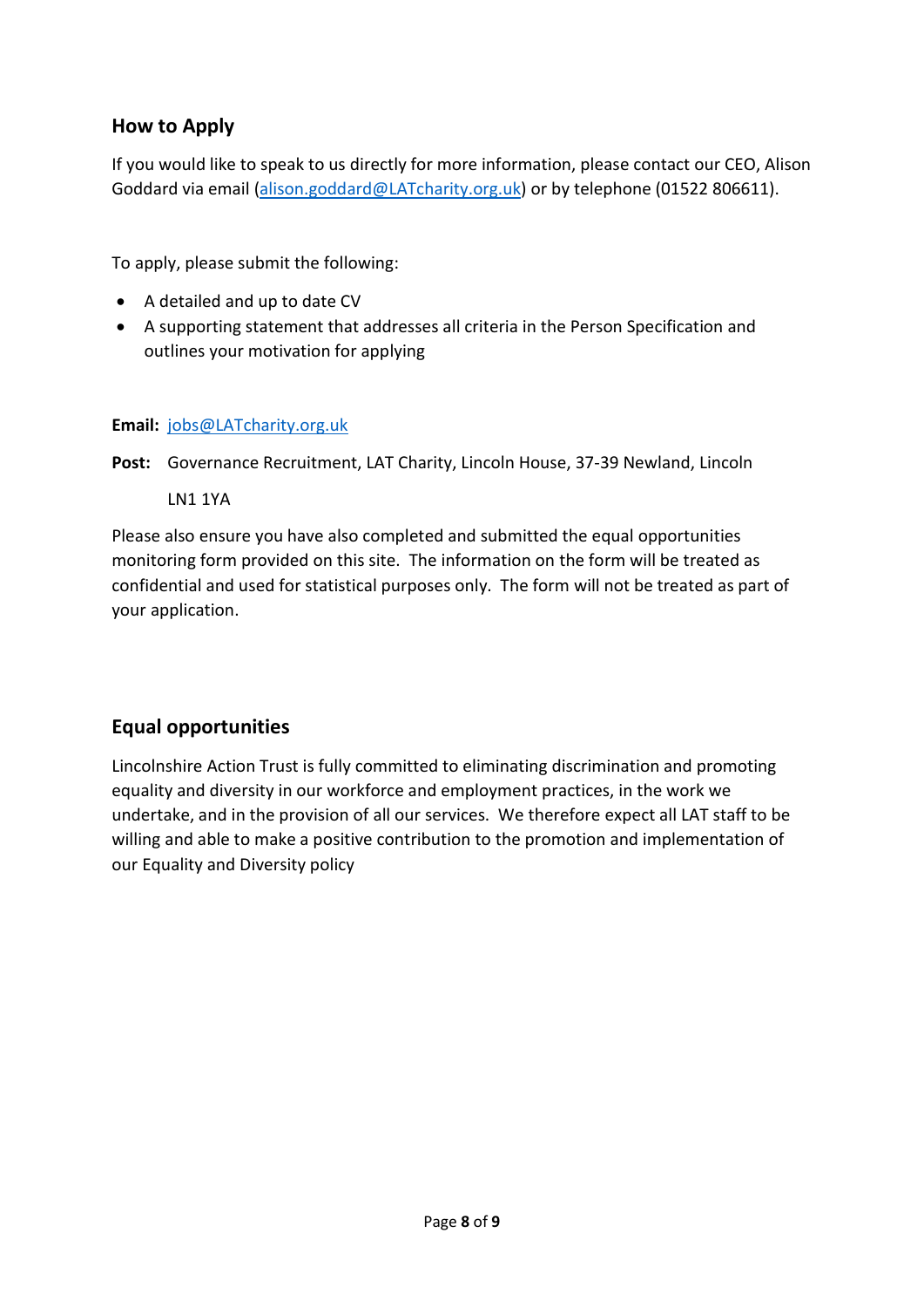## How to Apply

If you would like to speak to us directly for more information, please contact our CEO, Alison Goddard via email (alison.goddard@LATcharity.org.uk) or by telephone (01522 806611).

To apply, please submit the following:

- A detailed and up to date CV
- A supporting statement that addresses all criteria in the Person Specification and outlines your motivation for applying

**Email:** jobs@LATcharity.org.uk

**Post:** Governance Recruitment, LAT Charity, Lincoln House, 37-39 Newland, Lincoln LN1 1YA

Please also ensure you have also completed and submitted the equal opportunities monitoring form provided on this site. The information on the form will be treated as confidential and used for statistical purposes only. The form will not be treated as part of your application.

## Equal opportunities

Lincolnshire Action Trust is fully committed to eliminating discrimination and promoting equality and diversity in our workforce and employment practices, in the work we undertake, and in the provision of all our services. We therefore expect all LAT staff to be willing and able to make a positive contribution to the promotion and implementation of our Equality and Diversity policy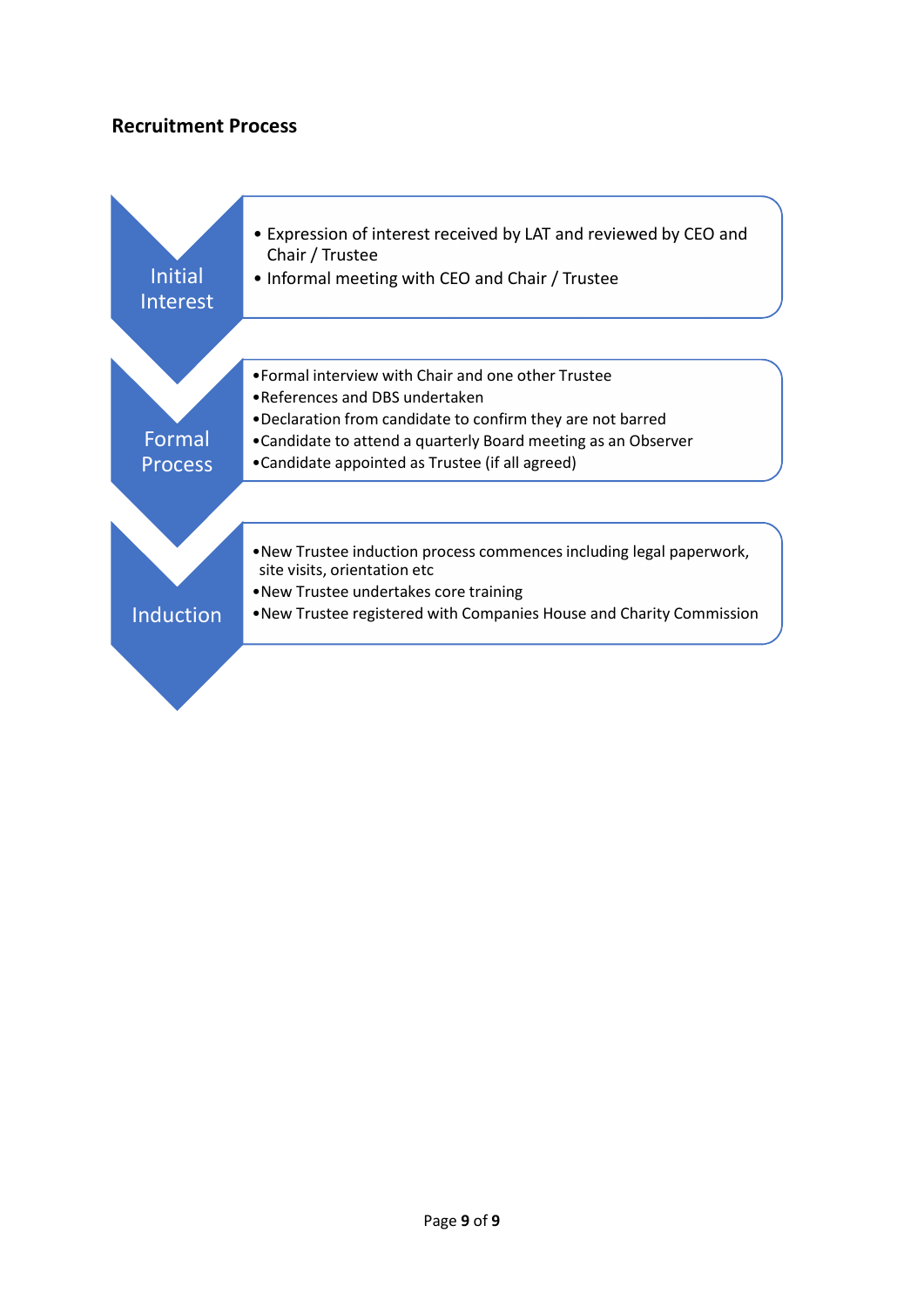## Recruitment Process

**Initial Interest**

- Expression of interest received by LAT and reviewed by CEO and Chair / Trustee
- Informal meeting with CEO and Chair / Trustee

**Formal Process**

- Formal interview with Chair and one other Trustee
- References and DBS undertaken
- Declaration from candidate to confirm they are not barred
- Candidate to attend a quarterly Board meeting as an Observer
- Candidate appointed as Trustee (if all agreed)

**Induction**

- New Trustee induction process commences including legal paperwork, site visits, orientation etc
- New Trustee undertakes core training
- New Trustee registered with Companies House and Charity Commission